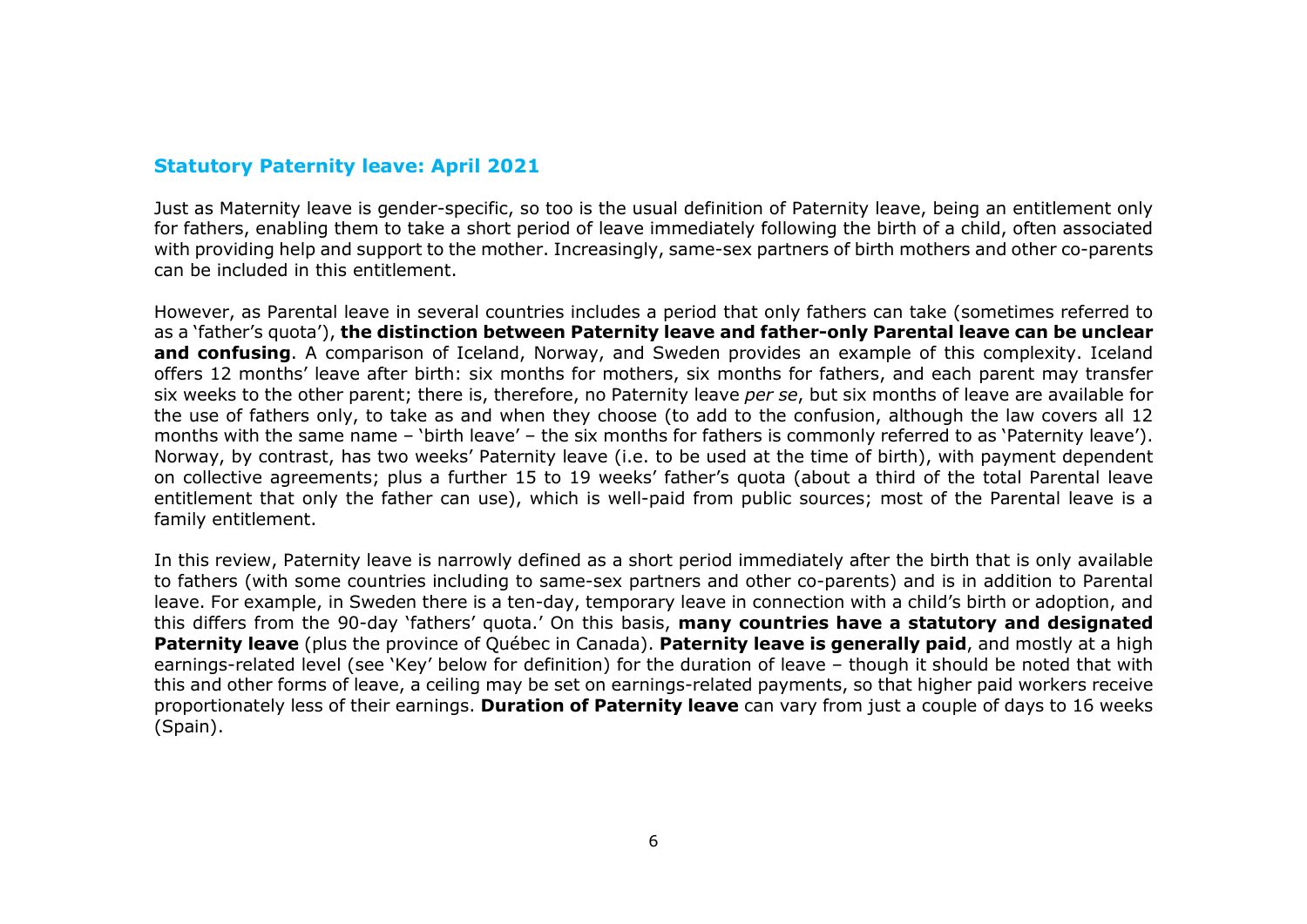## Statutory Paternity leave: April 2021

Just as Maternity leave is gender-specific, so too is the usual definition of Paternity leave, being an entitlement only for fathers, enabling them to take a short period of leave immediately following the birth of a child, often associated with providing help and support to the mother. Increasingly, same-sex partners of birth mothers and other co-parents can be included in this entitlement.

However, as Parental leave in several countries includes a period that only fathers can take (sometimes referred to as a 'father's quota'), **the distinction between Paternity leave and father-only Parental leave can be unclear and confusing**. A comparison of Iceland, Norway, and Sweden provides an example of this complexity. Iceland offers 12 months' leave after birth: six months for mothers, six months for fathers, and each parent may transfer six weeks to the other parent; there is, therefore, no Paternity leave *per se*, but six months of leave are available for the use of fathers only, to take as and when they choose (to add to the confusion, although the law covers all 12 months with the same name – 'birth leave' – the six months for fathers is commonly referred to as 'Paternity leave'). Norway, by contrast, has two weeks' Paternity leave (i.e. to be used at the time of birth), with payment dependent on collective agreements; plus a further 15 to 19 weeks' father's quota (about a third of the total Parental leave entitlement that only the father can use), which is well-paid from public sources; most of the Parental leave is a family entitlement.

In this review, Paternity leave is narrowly defined as a short period immediately after the birth that is only available to fathers (with some countries including to same-sex partners and other co-parents) and is in addition to Parental leave. For example, in Sweden there is a ten-day, temporary leave in connection with a child's birth or adoption, and this differs from the 90-day 'fathers' quota.' On this basis, **many countries have a statutory and designated Paternity leave** (plus the province of Québec in Canada). **Paternity leave is generally paid**, and mostly at a high earnings-related level (see 'Key' below for definition) for the duration of leave – though it should be noted that with this and other forms of leave, a ceiling may be set on earnings-related payments, so that higher paid workers receive proportionately less of their earnings. **Duration of Paternity leave** can vary from just a couple of days to 16 weeks (Spain).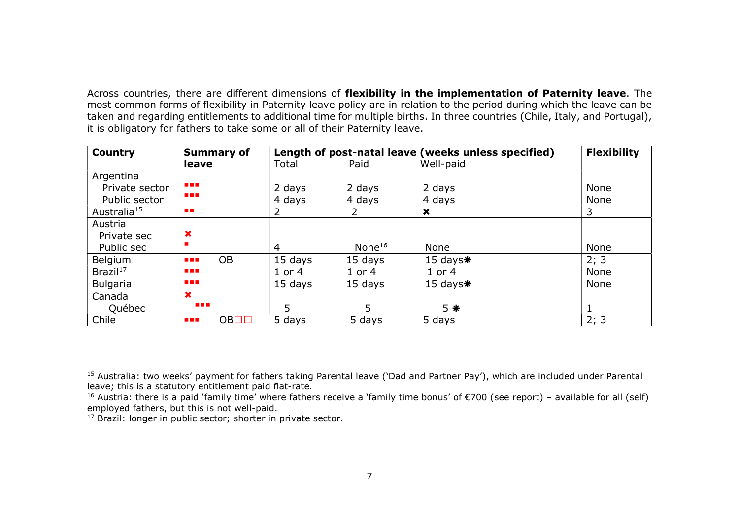Across countries, there are different dimensions of **flexibility in the implementation of Paternity leave**. The most common forms of flexibility in Paternity leave policy are in relation to the period during which the leave can be taken and regarding entitlements to additional time for multiple births. In three countries (Chile, Italy, and Portugal), it is obligatory for fathers to take some or all of their Paternity leave.

| Country | Summary of leave | Length of post-natal leave (weeks unless specified) | | | Flexibility |
|---|---|---|---|---|---|
| | | Total | Paid | Well-paid | |
| Argentina | | | | | |
| Private sector | ■■■ | 2 days | 2 days | 2 days | None |
| Public sector | ■■■ | 4 days | 4 days | 4 days | None |
| Australia[15] | ■■ | 2 | 2 | ✖ | 3 |
| Austria | | | | | |
| Private sec | ✖ | | | | |
| Public sec | ■ | 4 | None[16] | None | None |
| Belgium | ■■■ OB | 15 days | 15 days | 15 days✱ | 2; 3 |
| Brazil[17] | ■■■ | 1 or 4 | 1 or 4 | 1 or 4 | None |
| Bulgaria | ■■■ | 15 days | 15 days | 15 days✱ | None |
| Canada | ✖ | | | | |
| Québec | ■■■ | 5 | 5 | 5 ✱ | 1 |
| Chile | ■■■ OB□□ | 5 days | 5 days | 5 days | 2; 3 |

[15] Australia: two weeks' payment for fathers taking Parental leave ('Dad and Partner Pay'), which are included under Parental leave; this is a statutory entitlement paid flat-rate.

[16] Austria: there is a paid 'family time' where fathers receive a 'family time bonus' of €700 (see report) – available for all (self) employed fathers, but this is not well-paid.

[17] Brazil: longer in public sector; shorter in private sector.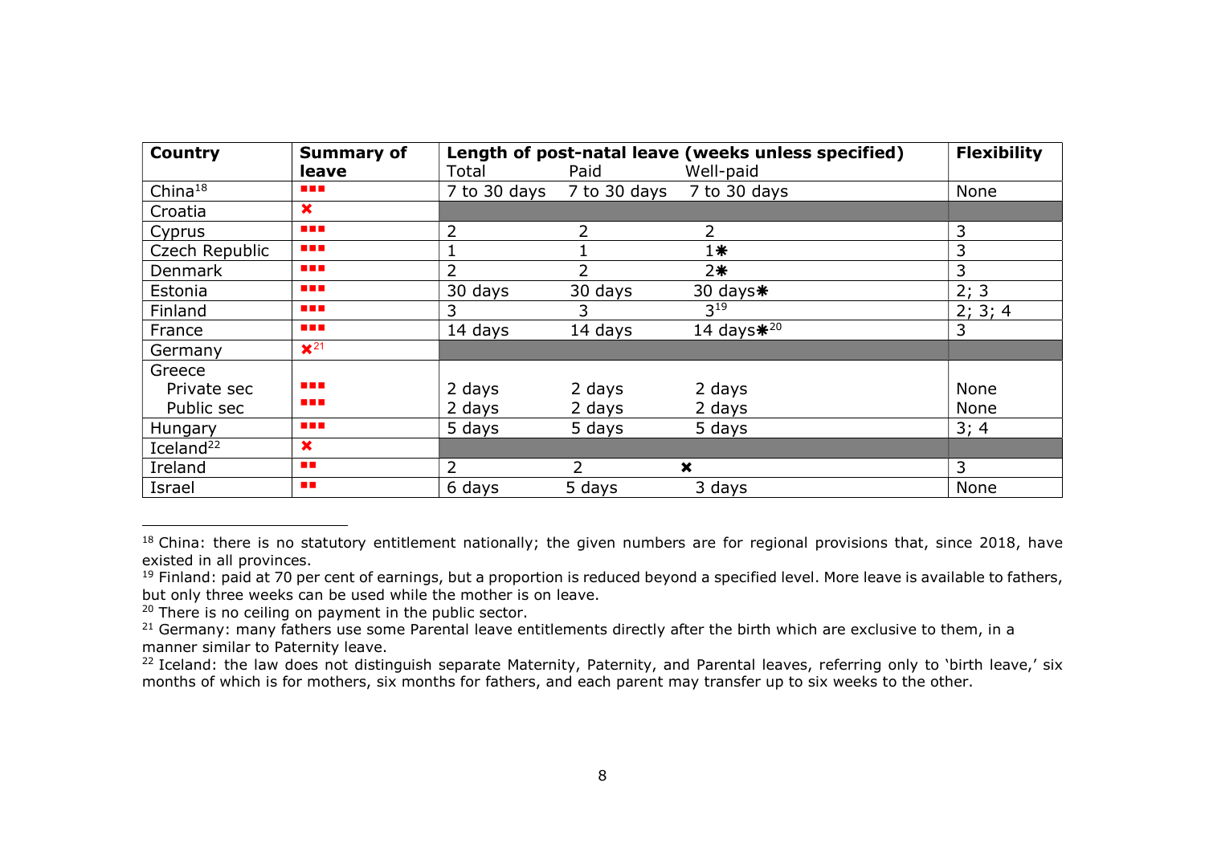| Country | Summary of leave | Length of post-natal leave (weeks unless specified) | | | Flexibility |
|---|---|---|---|---|---|
| | | Total | Paid | Well-paid | |
| China[18] | ■■■ | 7 to 30 days | 7 to 30 days | 7 to 30 days | None |
| Croatia | ✖ | | | | |
| Cyprus | ■■■ | 2 | 2 | 2 | 3 |
| Czech Republic | ■■■ | 1 | 1 | 1✱ | 3 |
| Denmark | ■■■ | 2 | 2 | 2✱ | 3 |
| Estonia | ■■■ | 30 days | 30 days | 30 days✱ | 2; 3 |
| Finland | ■■■ | 3 | 3 | 3[19] | 2; 3; 4 |
| France | ■■■ | 14 days | 14 days | 14 days✱[20] | 3 |
| Germany | ✖[21] | | | | |
| Greece | | | | | |
| Private sec | ■■■ | 2 days | 2 days | 2 days | None |
| Public sec | ■■■ | 2 days | 2 days | 2 days | None |
| Hungary | ■■■ | 5 days | 5 days | 5 days | 3; 4 |
| Iceland[22] | ✖ | | | | |
| Ireland | ■■ | 2 | 2 | ✖ | 3 |
| Israel | ■■ | 6 days | 5 days | 3 days | None |

[18] China: there is no statutory entitlement nationally; the given numbers are for regional provisions that, since 2018, have existed in all provinces.

[19] Finland: paid at 70 per cent of earnings, but a proportion is reduced beyond a specified level. More leave is available to fathers, but only three weeks can be used while the mother is on leave.

[20] There is no ceiling on payment in the public sector.

[21] Germany: many fathers use some Parental leave entitlements directly after the birth which are exclusive to them, in a manner similar to Paternity leave.

[22] Iceland: the law does not distinguish separate Maternity, Paternity, and Parental leaves, referring only to 'birth leave,' six months of which is for mothers, six months for fathers, and each parent may transfer up to six weeks to the other.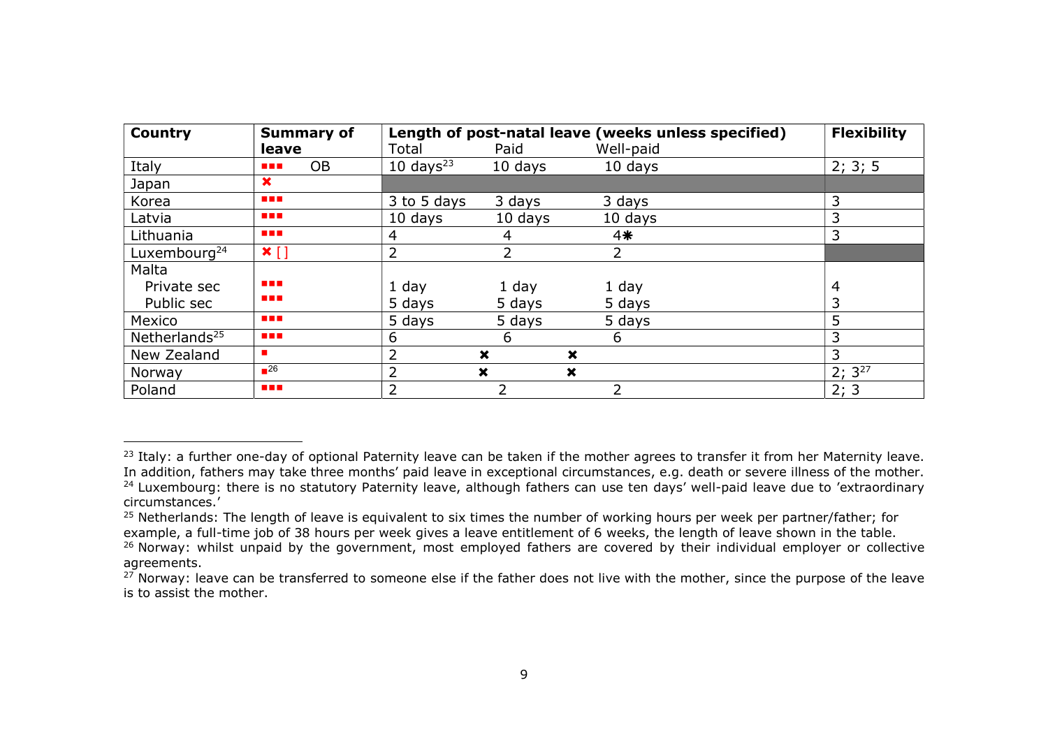| Country | Summary of leave | Length of post-natal leave (weeks unless specified) | | | Flexibility |
|---|---|---|---|---|---|
| | | Total | Paid | Well-paid | |
| Italy | ■■■ OB | 10 days[23] | 10 days | 10 days | 2; 3; 5 |
| Japan | ✖ | | | | |
| Korea | ■■■ | 3 to 5 days | 3 days | 3 days | 3 |
| Latvia | ■■■ | 10 days | 10 days | 10 days | 3 |
| Lithuania | ■■■ | 4 | 4 | 4✱ | 3 |
| Luxembourg[24] | ✖ [ ] | 2 | 2 | 2 | |
| Malta | | | | | |
| Private sec | ■■■ | 1 day | 1 day | 1 day | 4 |
| Public sec | ■■■ | 5 days | 5 days | 5 days | 3 |
| Mexico | ■■■ | 5 days | 5 days | 5 days | 5 |
| Netherlands[25] | ■■■ | 6 | 6 | 6 | 3 |
| New Zealand | ■ | 2 | ✖ | ✖ | 3 |
| Norway | ■[26] | 2 | ✖ | ✖ | 2; 3[27] |
| Poland | ■■■ | 2 | 2 | 2 | 2; 3 |

[23] Italy: a further one-day of optional Paternity leave can be taken if the mother agrees to transfer it from her Maternity leave. In addition, fathers may take three months' paid leave in exceptional circumstances, e.g. death or severe illness of the mother.

[24] Luxembourg: there is no statutory Paternity leave, although fathers can use ten days' well-paid leave due to 'extraordinary circumstances.'

[25] Netherlands: The length of leave is equivalent to six times the number of working hours per week per partner/father; for example, a full-time job of 38 hours per week gives a leave entitlement of 6 weeks, the length of leave shown in the table.

[26] Norway: whilst unpaid by the government, most employed fathers are covered by their individual employer or collective agreements.

[27] Norway: leave can be transferred to someone else if the father does not live with the mother, since the purpose of the leave is to assist the mother.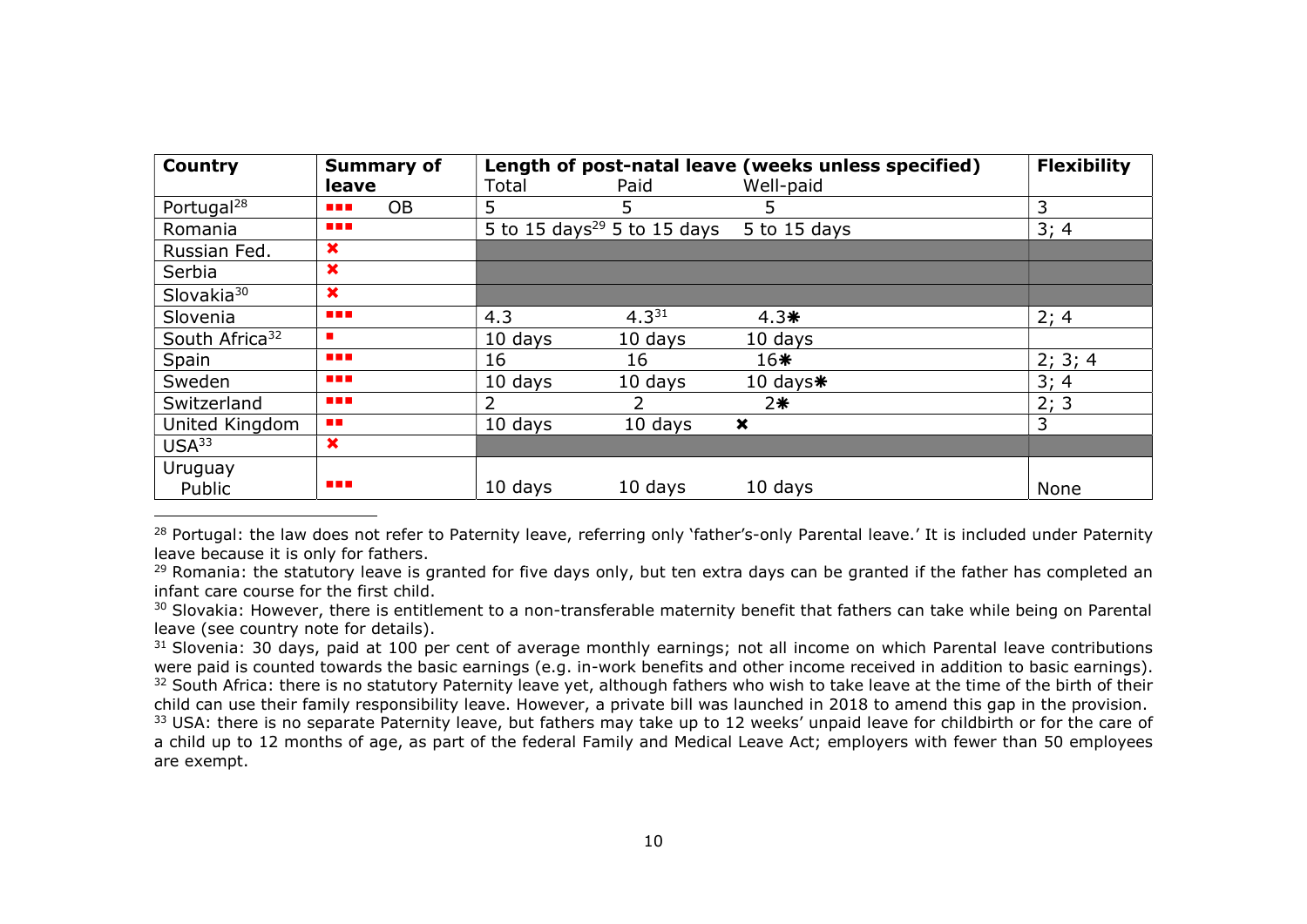| Country | Summary of leave | Length of post-natal leave (weeks unless specified) | | | Flexibility |
|---|---|---|---|---|---|
| | | Total | Paid | Well-paid | |
| Portugal[28] | ■■■ OB | 5 | 5 | 5 | 3 |
| Romania | ■■■ | 5 to 15 days[29] | 5 to 15 days | 5 to 15 days | 3; 4 |
| Russian Fed. | ✖ | | | | |
| Serbia | ✖ | | | | |
| Slovakia[30] | ✖ | | | | |
| Slovenia | ■■■ | 4.3 | 4.3[31] | 4.3✱ | 2; 4 |
| South Africa[32] | ■ | 10 days | 10 days | 10 days | |
| Spain | ■■■ | 16 | 16 | 16✱ | 2; 3; 4 |
| Sweden | ■■■ | 10 days | 10 days | 10 days✱ | 3; 4 |
| Switzerland | ■■■ | 2 | 2 | 2✱ | 2; 3 |
| United Kingdom | ■■ | 10 days | 10 days | ✖ | 3 |
| USA[33] | ✖ | | | | |
| Uruguay Public | ■■■ | 10 days | 10 days | 10 days | None |

[28] Portugal: the law does not refer to Paternity leave, referring only 'father's-only Parental leave.' It is included under Paternity leave because it is only for fathers.

[29] Romania: the statutory leave is granted for five days only, but ten extra days can be granted if the father has completed an infant care course for the first child.

[30] Slovakia: However, there is entitlement to a non-transferable maternity benefit that fathers can take while being on Parental leave (see country note for details).

[31] Slovenia: 30 days, paid at 100 per cent of average monthly earnings; not all income on which Parental leave contributions were paid is counted towards the basic earnings (e.g. in-work benefits and other income received in addition to basic earnings).

[32] South Africa: there is no statutory Paternity leave yet, although fathers who wish to take leave at the time of the birth of their child can use their family responsibility leave. However, a private bill was launched in 2018 to amend this gap in the provision.

[33] USA: there is no separate Paternity leave, but fathers may take up to 12 weeks' unpaid leave for childbirth or for the care of a child up to 12 months of age, as part of the federal Family and Medical Leave Act; employers with fewer than 50 employees are exempt.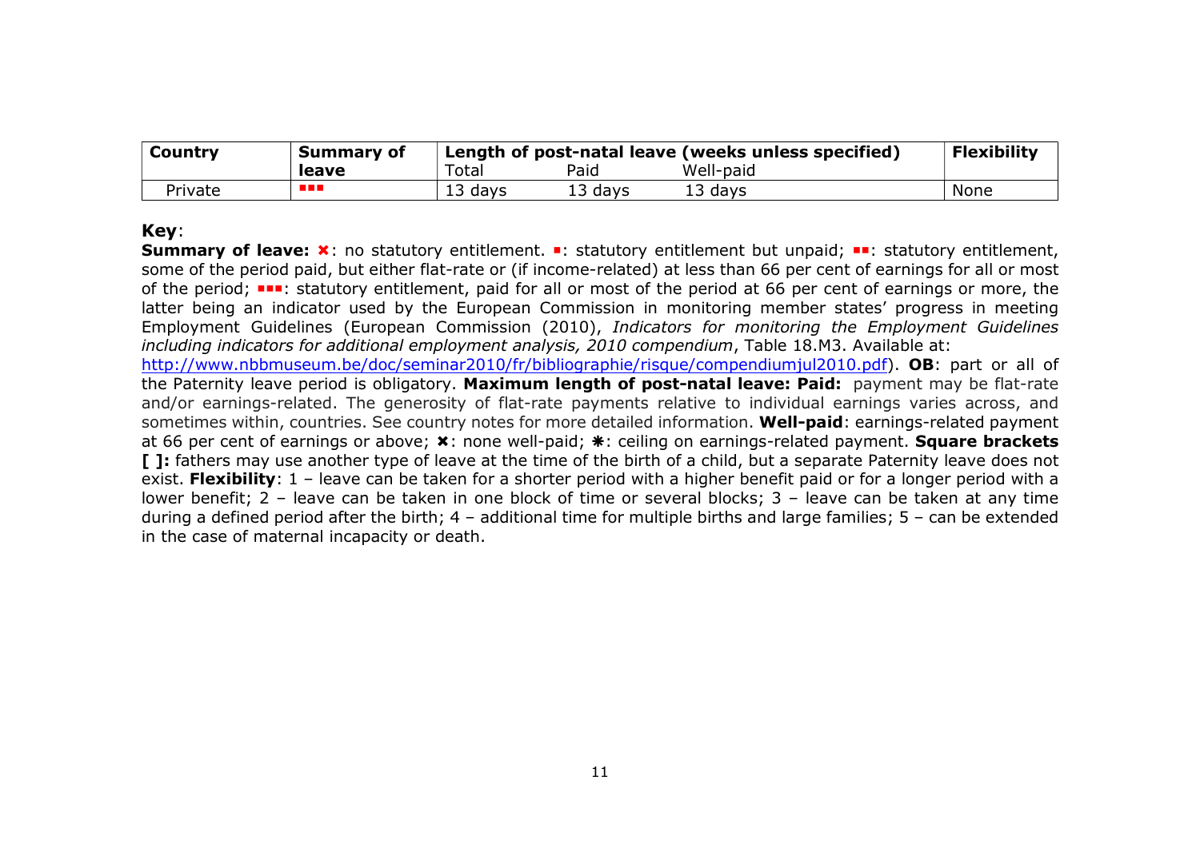| Country | Summary of leave | Length of post-natal leave (weeks unless specified) | | | Flexibility |
|---|---|---|---|---|---|
| | | Total | Paid | Well-paid | |
| Private | ■■■ | 13 days | 13 days | 13 days | None |

**Key**:

**Summary of leave:** ✖: no statutory entitlement. ■: statutory entitlement but unpaid; ■■: statutory entitlement, some of the period paid, but either flat-rate or (if income-related) at less than 66 per cent of earnings for all or most of the period; ■■■: statutory entitlement, paid for all or most of the period at 66 per cent of earnings or more, the latter being an indicator used by the European Commission in monitoring member states' progress in meeting Employment Guidelines (European Commission (2010), *Indicators for monitoring the Employment Guidelines including indicators for additional employment analysis, 2010 compendium*, Table 18.M3. Available at: http://www.nbbmuseum.be/doc/seminar2010/fr/bibliographie/risque/compendiumjul2010.pdf). **OB**: part or all of the Paternity leave period is obligatory. **Maximum length of post-natal leave: Paid:** payment may be flat-rate and/or earnings-related. The generosity of flat-rate payments relative to individual earnings varies across, and sometimes within, countries. See country notes for more detailed information. **Well-paid**: earnings-related payment at 66 per cent of earnings or above; ✖: none well-paid; ✱: ceiling on earnings-related payment. **Square brackets [ ]:** fathers may use another type of leave at the time of the birth of a child, but a separate Paternity leave does not exist. **Flexibility**: 1 – leave can be taken for a shorter period with a higher benefit paid or for a longer period with a lower benefit; 2 – leave can be taken in one block of time or several blocks; 3 – leave can be taken at any time during a defined period after the birth; 4 – additional time for multiple births and large families; 5 – can be extended in the case of maternal incapacity or death.